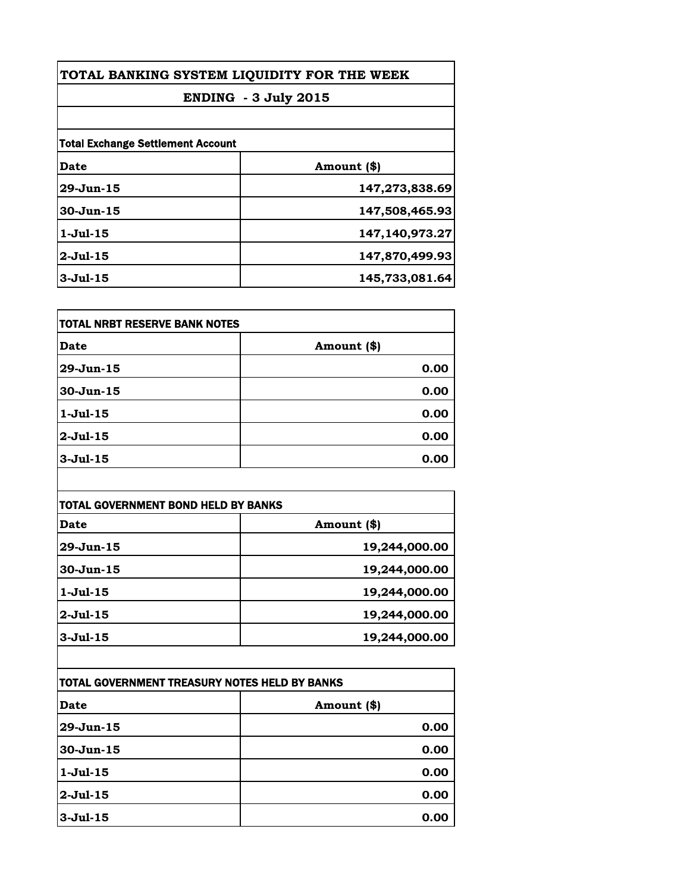# TOTAL BANKING SYSTEM LIQUIDITY FOR THE WEEK

## ENDING - 3 July 2015

**Total Exchange Settlement Account**

| Date | Amount ($) |
|---|---|
| 29-Jun-15 | 147,273,838.69 |
| 30-Jun-15 | 147,508,465.93 |
| 1-Jul-15 | 147,140,973.27 |
| 2-Jul-15 | 147,870,499.93 |
| 3-Jul-15 | 145,733,081.64 |

**TOTAL NRBT RESERVE BANK NOTES**

| Date | Amount ($) |
|---|---|
| 29-Jun-15 | 0.00 |
| 30-Jun-15 | 0.00 |
| 1-Jul-15 | 0.00 |
| 2-Jul-15 | 0.00 |
| 3-Jul-15 | 0.00 |

**TOTAL GOVERNMENT BOND HELD BY BANKS**

| Date | Amount ($) |
|---|---|
| 29-Jun-15 | 19,244,000.00 |
| 30-Jun-15 | 19,244,000.00 |
| 1-Jul-15 | 19,244,000.00 |
| 2-Jul-15 | 19,244,000.00 |
| 3-Jul-15 | 19,244,000.00 |

**TOTAL GOVERNMENT TREASURY NOTES HELD BY BANKS**

| Date | Amount ($) |
|---|---|
| 29-Jun-15 | 0.00 |
| 30-Jun-15 | 0.00 |
| 1-Jul-15 | 0.00 |
| 2-Jul-15 | 0.00 |
| 3-Jul-15 | 0.00 |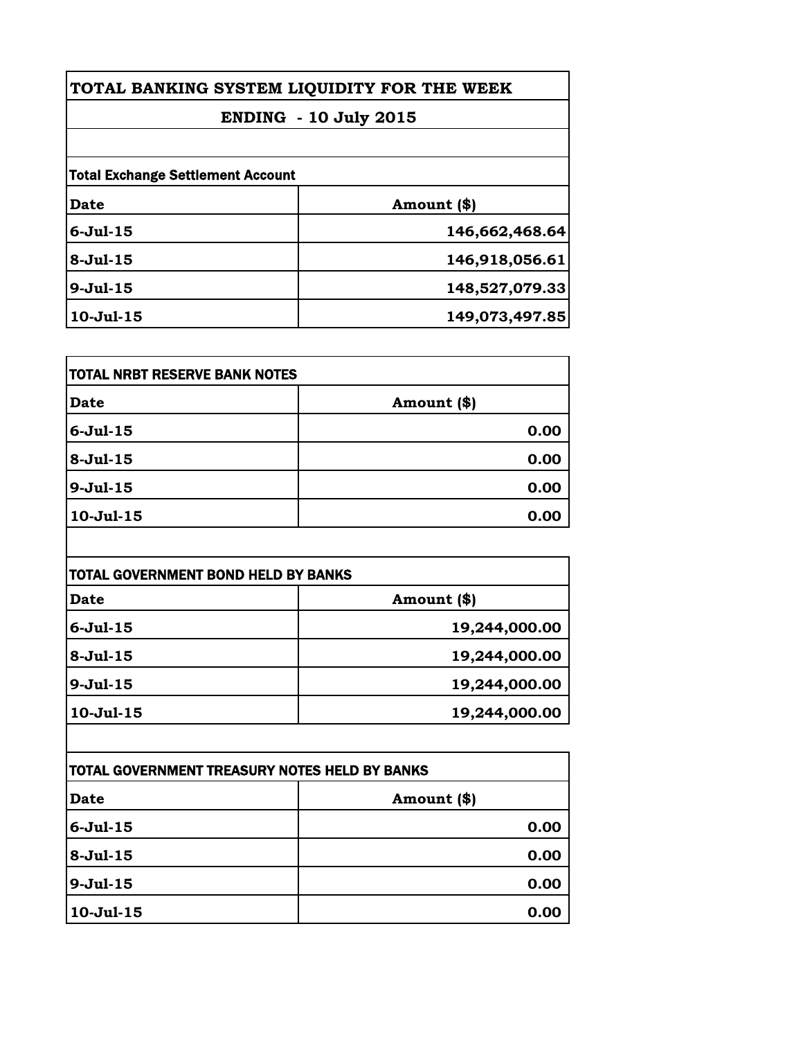# TOTAL BANKING SYSTEM LIQUIDITY FOR THE WEEK

## ENDING - 10 July 2015

**Total Exchange Settlement Account**

| Date | Amount ($) |
|---|---|
| 6-Jul-15 | 146,662,468.64 |
| 8-Jul-15 | 146,918,056.61 |
| 9-Jul-15 | 148,527,079.33 |
| 10-Jul-15 | 149,073,497.85 |

**TOTAL NRBT RESERVE BANK NOTES**

| Date | Amount ($) |
|---|---|
| 6-Jul-15 | 0.00 |
| 8-Jul-15 | 0.00 |
| 9-Jul-15 | 0.00 |
| 10-Jul-15 | 0.00 |

**TOTAL GOVERNMENT BOND HELD BY BANKS**

| Date | Amount ($) |
|---|---|
| 6-Jul-15 | 19,244,000.00 |
| 8-Jul-15 | 19,244,000.00 |
| 9-Jul-15 | 19,244,000.00 |
| 10-Jul-15 | 19,244,000.00 |

**TOTAL GOVERNMENT TREASURY NOTES HELD BY BANKS**

| Date | Amount ($) |
|---|---|
| 6-Jul-15 | 0.00 |
| 8-Jul-15 | 0.00 |
| 9-Jul-15 | 0.00 |
| 10-Jul-15 | 0.00 |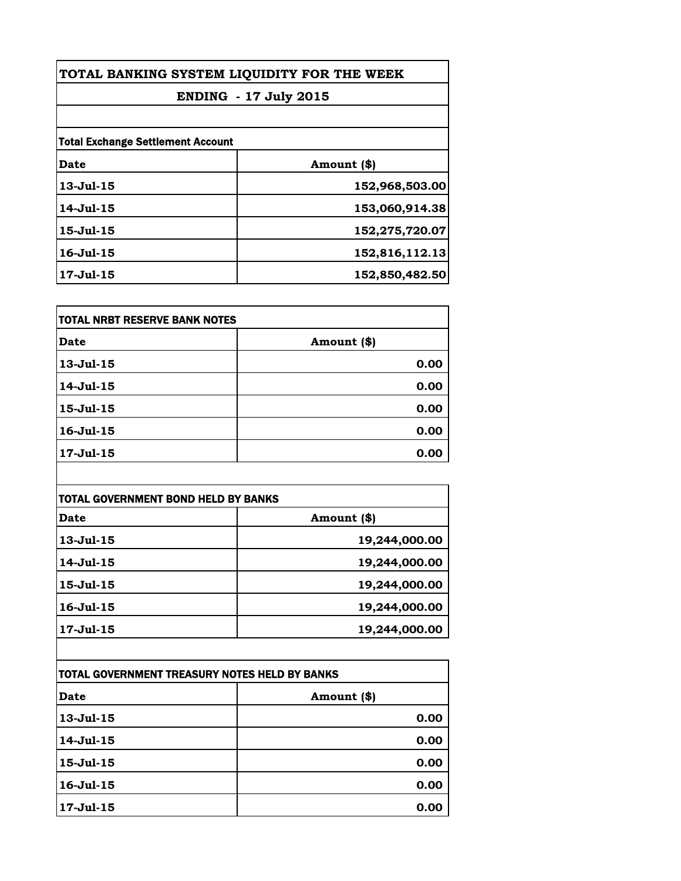# TOTAL BANKING SYSTEM LIQUIDITY FOR THE WEEK

## ENDING - 17 July 2015

**Total Exchange Settlement Account**

| Date | Amount ($) |
|---|---|
| 13-Jul-15 | 152,968,503.00 |
| 14-Jul-15 | 153,060,914.38 |
| 15-Jul-15 | 152,275,720.07 |
| 16-Jul-15 | 152,816,112.13 |
| 17-Jul-15 | 152,850,482.50 |

**TOTAL NRBT RESERVE BANK NOTES**

| Date | Amount ($) |
|---|---|
| 13-Jul-15 | 0.00 |
| 14-Jul-15 | 0.00 |
| 15-Jul-15 | 0.00 |
| 16-Jul-15 | 0.00 |
| 17-Jul-15 | 0.00 |

**TOTAL GOVERNMENT BOND HELD BY BANKS**

| Date | Amount ($) |
|---|---|
| 13-Jul-15 | 19,244,000.00 |
| 14-Jul-15 | 19,244,000.00 |
| 15-Jul-15 | 19,244,000.00 |
| 16-Jul-15 | 19,244,000.00 |
| 17-Jul-15 | 19,244,000.00 |

**TOTAL GOVERNMENT TREASURY NOTES HELD BY BANKS**

| Date | Amount ($) |
|---|---|
| 13-Jul-15 | 0.00 |
| 14-Jul-15 | 0.00 |
| 15-Jul-15 | 0.00 |
| 16-Jul-15 | 0.00 |
| 17-Jul-15 | 0.00 |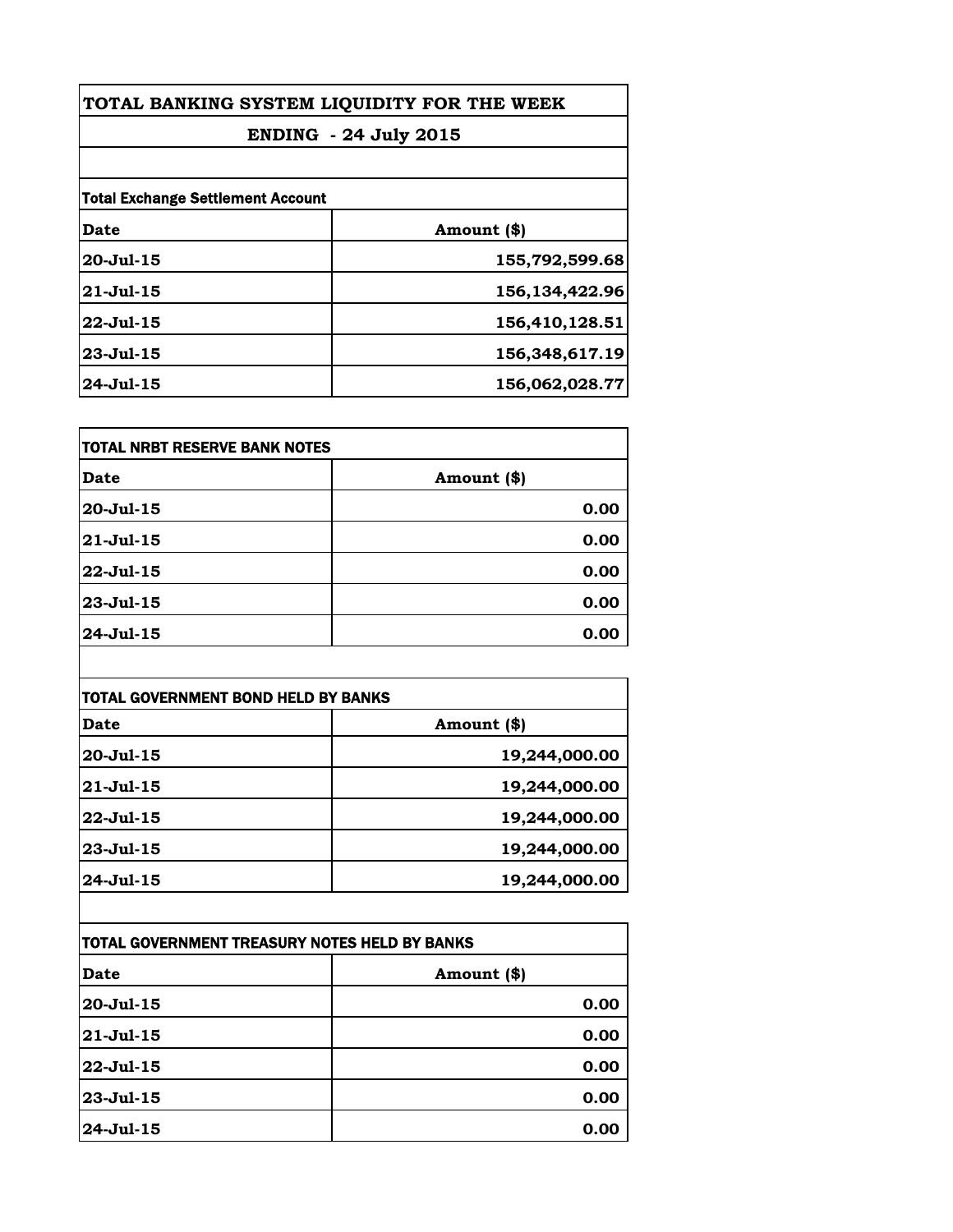# TOTAL BANKING SYSTEM LIQUIDITY FOR THE WEEK

## ENDING - 24 July 2015

**Total Exchange Settlement Account**

| Date | Amount ($) |
|---|---|
| 20-Jul-15 | 155,792,599.68 |
| 21-Jul-15 | 156,134,422.96 |
| 22-Jul-15 | 156,410,128.51 |
| 23-Jul-15 | 156,348,617.19 |
| 24-Jul-15 | 156,062,028.77 |

**TOTAL NRBT RESERVE BANK NOTES**

| Date | Amount ($) |
|---|---|
| 20-Jul-15 | 0.00 |
| 21-Jul-15 | 0.00 |
| 22-Jul-15 | 0.00 |
| 23-Jul-15 | 0.00 |
| 24-Jul-15 | 0.00 |

**TOTAL GOVERNMENT BOND HELD BY BANKS**

| Date | Amount ($) |
|---|---|
| 20-Jul-15 | 19,244,000.00 |
| 21-Jul-15 | 19,244,000.00 |
| 22-Jul-15 | 19,244,000.00 |
| 23-Jul-15 | 19,244,000.00 |
| 24-Jul-15 | 19,244,000.00 |

**TOTAL GOVERNMENT TREASURY NOTES HELD BY BANKS**

| Date | Amount ($) |
|---|---|
| 20-Jul-15 | 0.00 |
| 21-Jul-15 | 0.00 |
| 22-Jul-15 | 0.00 |
| 23-Jul-15 | 0.00 |
| 24-Jul-15 | 0.00 |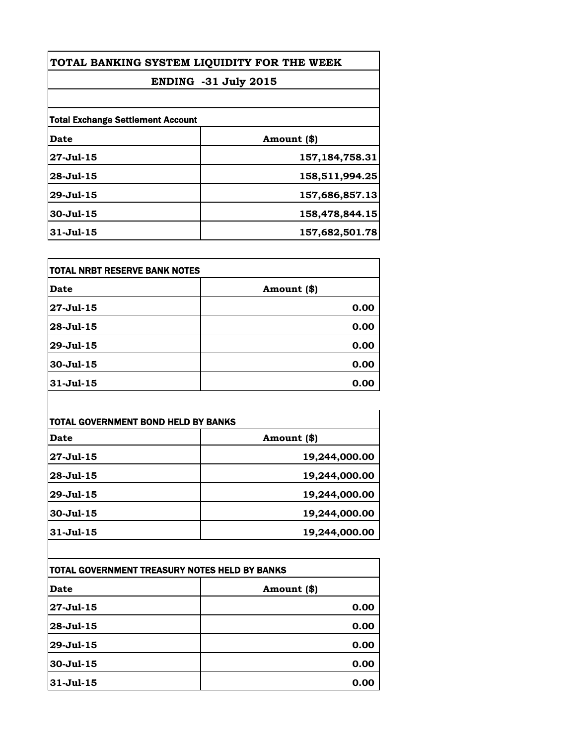# TOTAL BANKING SYSTEM LIQUIDITY FOR THE WEEK

## ENDING -31 July 2015

**Total Exchange Settlement Account**

| Date | Amount ($) |
|---|---|
| 27-Jul-15 | 157,184,758.31 |
| 28-Jul-15 | 158,511,994.25 |
| 29-Jul-15 | 157,686,857.13 |
| 30-Jul-15 | 158,478,844.15 |
| 31-Jul-15 | 157,682,501.78 |

**TOTAL NRBT RESERVE BANK NOTES**

| Date | Amount ($) |
|---|---|
| 27-Jul-15 | 0.00 |
| 28-Jul-15 | 0.00 |
| 29-Jul-15 | 0.00 |
| 30-Jul-15 | 0.00 |
| 31-Jul-15 | 0.00 |

**TOTAL GOVERNMENT BOND HELD BY BANKS**

| Date | Amount ($) |
|---|---|
| 27-Jul-15 | 19,244,000.00 |
| 28-Jul-15 | 19,244,000.00 |
| 29-Jul-15 | 19,244,000.00 |
| 30-Jul-15 | 19,244,000.00 |
| 31-Jul-15 | 19,244,000.00 |

**TOTAL GOVERNMENT TREASURY NOTES HELD BY BANKS**

| Date | Amount ($) |
|---|---|
| 27-Jul-15 | 0.00 |
| 28-Jul-15 | 0.00 |
| 29-Jul-15 | 0.00 |
| 30-Jul-15 | 0.00 |
| 31-Jul-15 | 0.00 |